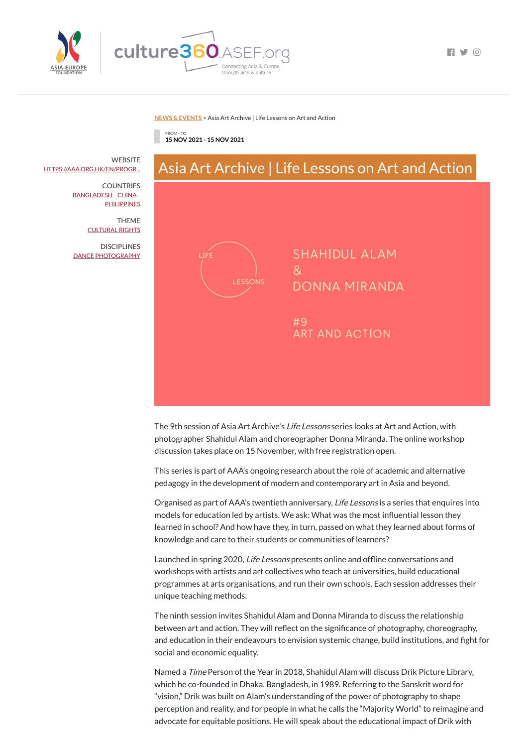NEWS & EVENTS > Asia Art Archive | Life Lessons on Art and Action

FROM - TO
**15 NOV 2021 - 15 NOV 2021**

WEBSITE
HTTPS://AAA.ORG.HK/EN/PROGR...

COUNTRIES
BANGLADESH CHINA PHILIPPINES

THEME
CULTURAL RIGHTS

DISCIPLINES
DANCE PHOTOGRAPHY

# Asia Art Archive | Life Lessons on Art and Action

LIFE LESSONS

SHAHIDUL ALAM & DONNA MIRANDA

#9 ART AND ACTION

The 9th session of Asia Art Archive's *Life Lessons* series looks at Art and Action, with photographer Shahidul Alam and choreographer Donna Miranda. The online workshop discussion takes place on 15 November, with free registration open.

This series is part of AAA's ongoing research about the role of academic and alternative pedagogy in the development of modern and contemporary art in Asia and beyond.

Organised as part of AAA's twentieth anniversary, *Life Lessons* is a series that enquires into models for education led by artists. We ask: What was the most influential lesson they learned in school? And how have they, in turn, passed on what they learned about forms of knowledge and care to their students or communities of learners?

Launched in spring 2020, *Life Lessons* presents online and offline conversations and workshops with artists and art collectives who teach at universities, build educational programmes at arts organisations, and run their own schools. Each session addresses their unique teaching methods.

The ninth session invites Shahidul Alam and Donna Miranda to discuss the relationship between art and action. They will reflect on the significance of photography, choreography, and education in their endeavours to envision systemic change, build institutions, and fight for social and economic equality.

Named a *Time* Person of the Year in 2018, Shahidul Alam will discuss Drik Picture Library, which he co-founded in Dhaka, Bangladesh, in 1989. Referring to the Sanskrit word for "vision," Drik was built on Alam's understanding of the power of photography to shape perception and reality, and for people in what he calls the "Majority World" to reimagine and advocate for equitable positions. He will speak about the educational impact of Drik with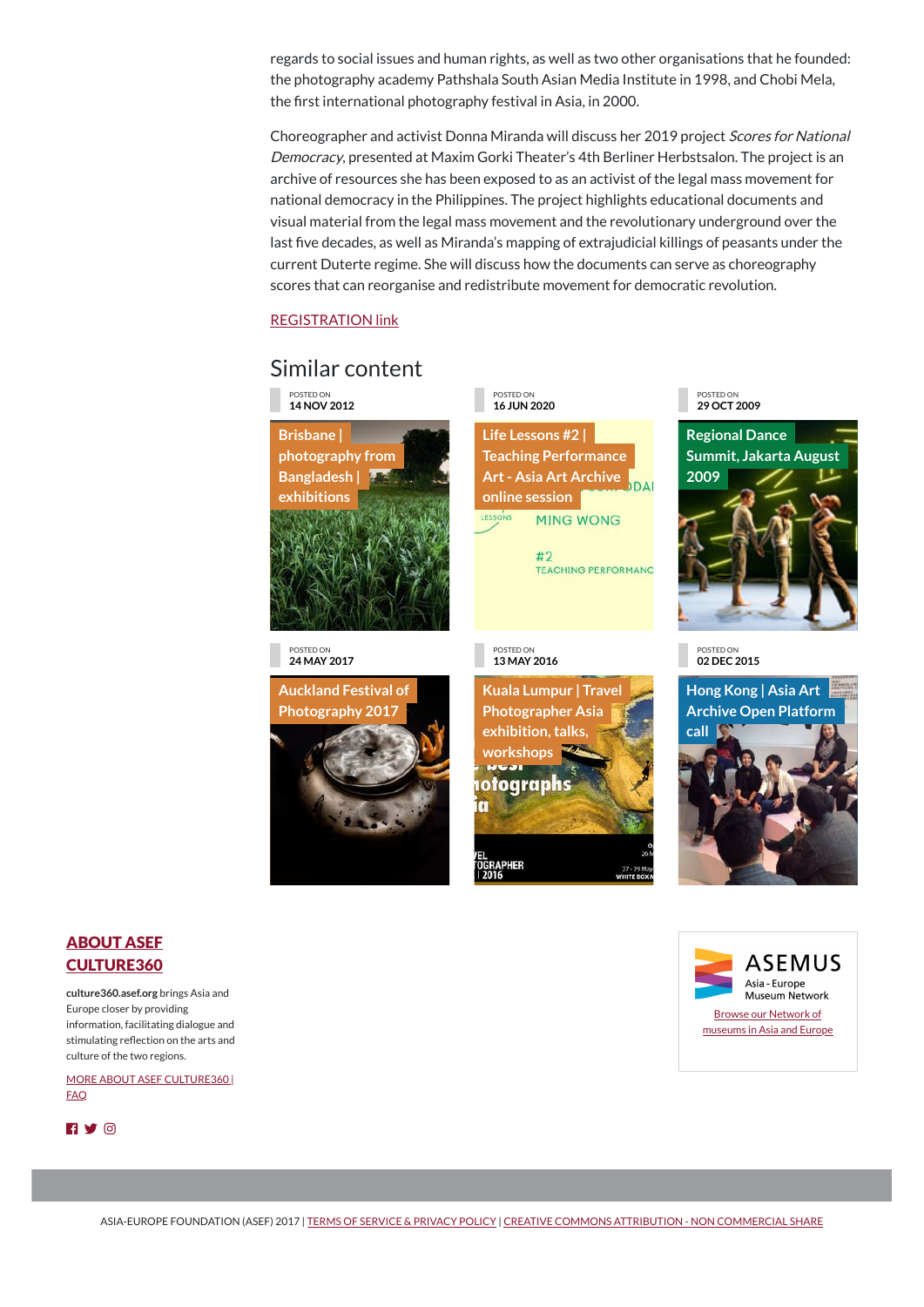regards to social issues and human rights, as well as two other organisations that he founded: the photography academy Pathshala South Asian Media Institute in 1998, and Chobi Mela, the first international photography festival in Asia, in 2000.

Choreographer and activist Donna Miranda will discuss her 2019 project *Scores for National Democracy*, presented at Maxim Gorki Theater's 4th Berliner Herbstsalon. The project is an archive of resources she has been exposed to as an activist of the legal mass movement for national democracy in the Philippines. The project highlights educational documents and visual material from the legal mass movement and the revolutionary underground over the last five decades, as well as Miranda's mapping of extrajudicial killings of peasants under the current Duterte regime. She will discuss how the documents can serve as choreography scores that can reorganise and redistribute movement for democratic revolution.

REGISTRATION link

## Similar content

POSTED ON
14 NOV 2012
Brisbane | photography from Bangladesh | exhibitions

POSTED ON
16 JUN 2020
Life Lessons #2 | Teaching Performance Art - Asia Art Archive online session

POSTED ON
29 OCT 2009
Regional Dance Summit, Jakarta August 2009

POSTED ON
24 MAY 2017
Auckland Festival of Photography 2017

POSTED ON
13 MAY 2016
Kuala Lumpur | Travel Photographer Asia exhibition, talks, workshops

POSTED ON
02 DEC 2015
Hong Kong | Asia Art Archive Open Platform call

## ABOUT ASEF CULTURE360

**culture360.asef.org** brings Asia and Europe closer by providing information, facilitating dialogue and stimulating reflection on the arts and culture of the two regions.

MORE ABOUT ASEF CULTURE360 | FAQ

ASEMUS
Asia - Europe Museum Network

Browse our Network of museums in Asia and Europe

ASIA-EUROPE FOUNDATION (ASEF) 2017 | TERMS OF SERVICE & PRIVACY POLICY | CREATIVE COMMONS ATTRIBUTION - NON COMMERCIAL SHARE